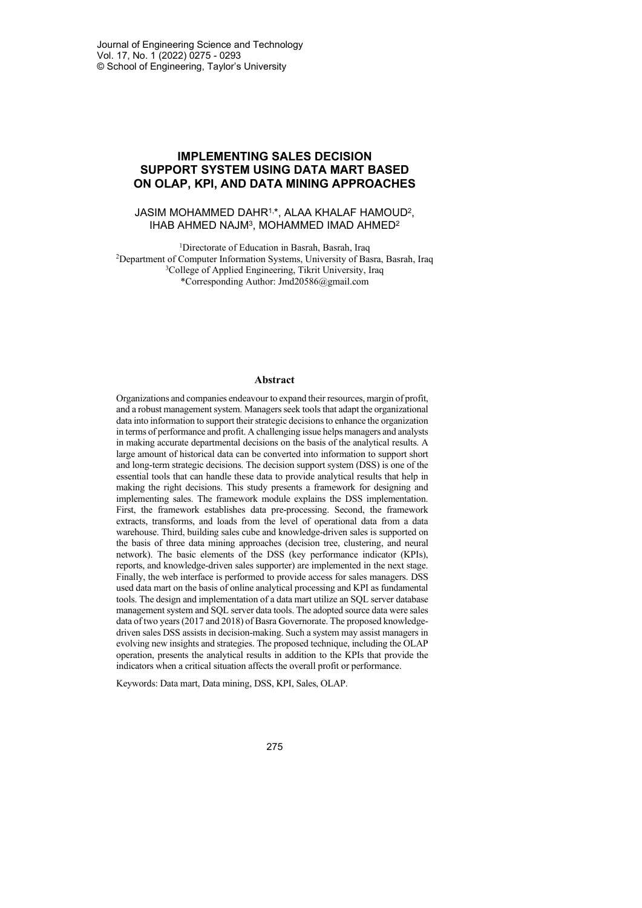# IMPLEMENTING SALES DECISION SUPPORT SYSTEM USING DATA MART BASED ON OLAP, KPI, AND DATA MINING APPROACHES

JASIM MOHAMMED DAHR[1,*], ALAA KHALAF HAMOUD[2], IHAB AHMED NAJM[3], MOHAMMED IMAD AHMED[2]

[1]Directorate of Education in Basrah, Basrah, Iraq
[2]Department of Computer Information Systems, University of Basra, Basrah, Iraq
[3]College of Applied Engineering, Tikrit University, Iraq
*Corresponding Author: Jmd20586@gmail.com

## Abstract

Organizations and companies endeavour to expand their resources, margin of profit, and a robust management system. Managers seek tools that adapt the organizational data into information to support their strategic decisions to enhance the organization in terms of performance and profit. A challenging issue helps managers and analysts in making accurate departmental decisions on the basis of the analytical results. A large amount of historical data can be converted into information to support short and long-term strategic decisions. The decision support system (DSS) is one of the essential tools that can handle these data to provide analytical results that help in making the right decisions. This study presents a framework for designing and implementing sales. The framework module explains the DSS implementation. First, the framework establishes data pre-processing. Second, the framework extracts, transforms, and loads from the level of operational data from a data warehouse. Third, building sales cube and knowledge-driven sales is supported on the basis of three data mining approaches (decision tree, clustering, and neural network). The basic elements of the DSS (key performance indicator (KPIs), reports, and knowledge-driven sales supporter) are implemented in the next stage. Finally, the web interface is performed to provide access for sales managers. DSS used data mart on the basis of online analytical processing and KPI as fundamental tools. The design and implementation of a data mart utilize an SQL server database management system and SQL server data tools. The adopted source data were sales data of two years (2017 and 2018) of Basra Governorate. The proposed knowledge-driven sales DSS assists in decision-making. Such a system may assist managers in evolving new insights and strategies. The proposed technique, including the OLAP operation, presents the analytical results in addition to the KPIs that provide the indicators when a critical situation affects the overall profit or performance.

Keywords: Data mart, Data mining, DSS, KPI, Sales, OLAP.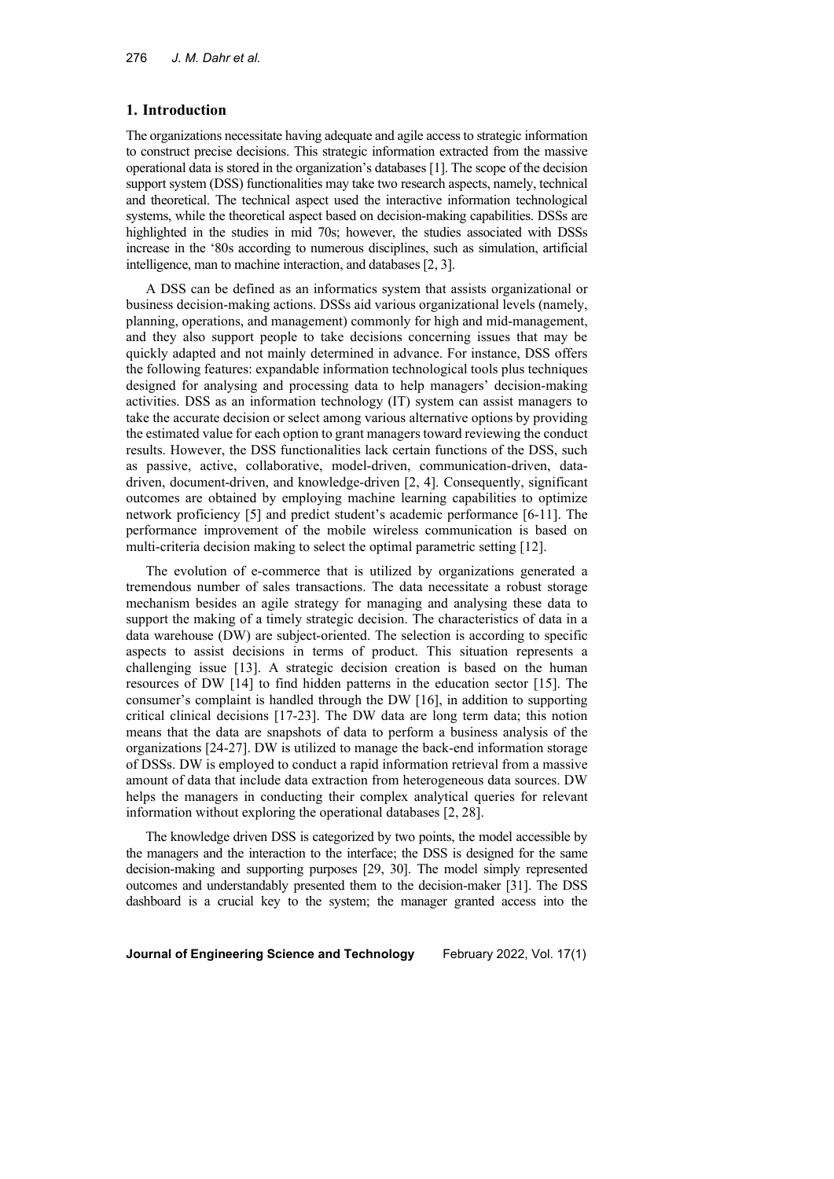## 1. Introduction

The organizations necessitate having adequate and agile access to strategic information to construct precise decisions. This strategic information extracted from the massive operational data is stored in the organization's databases [1]. The scope of the decision support system (DSS) functionalities may take two research aspects, namely, technical and theoretical. The technical aspect used the interactive information technological systems, while the theoretical aspect based on decision-making capabilities. DSSs are highlighted in the studies in mid 70s; however, the studies associated with DSSs increase in the '80s according to numerous disciplines, such as simulation, artificial intelligence, man to machine interaction, and databases [2, 3].

A DSS can be defined as an informatics system that assists organizational or business decision-making actions. DSSs aid various organizational levels (namely, planning, operations, and management) commonly for high and mid-management, and they also support people to take decisions concerning issues that may be quickly adapted and not mainly determined in advance. For instance, DSS offers the following features: expandable information technological tools plus techniques designed for analysing and processing data to help managers' decision-making activities. DSS as an information technology (IT) system can assist managers to take the accurate decision or select among various alternative options by providing the estimated value for each option to grant managers toward reviewing the conduct results. However, the DSS functionalities lack certain functions of the DSS, such as passive, active, collaborative, model-driven, communication-driven, data-driven, document-driven, and knowledge-driven [2, 4]. Consequently, significant outcomes are obtained by employing machine learning capabilities to optimize network proficiency [5] and predict student's academic performance [6-11]. The performance improvement of the mobile wireless communication is based on multi-criteria decision making to select the optimal parametric setting [12].

The evolution of e-commerce that is utilized by organizations generated a tremendous number of sales transactions. The data necessitate a robust storage mechanism besides an agile strategy for managing and analysing these data to support the making of a timely strategic decision. The characteristics of data in a data warehouse (DW) are subject-oriented. The selection is according to specific aspects to assist decisions in terms of product. This situation represents a challenging issue [13]. A strategic decision creation is based on the human resources of DW [14] to find hidden patterns in the education sector [15]. The consumer's complaint is handled through the DW [16], in addition to supporting critical clinical decisions [17-23]. The DW data are long term data; this notion means that the data are snapshots of data to perform a business analysis of the organizations [24-27]. DW is utilized to manage the back-end information storage of DSSs. DW is employed to conduct a rapid information retrieval from a massive amount of data that include data extraction from heterogeneous data sources. DW helps the managers in conducting their complex analytical queries for relevant information without exploring the operational databases [2, 28].

The knowledge driven DSS is categorized by two points, the model accessible by the managers and the interaction to the interface; the DSS is designed for the same decision-making and supporting purposes [29, 30]. The model simply represented outcomes and understandably presented them to the decision-maker [31]. The DSS dashboard is a crucial key to the system; the manager granted access into the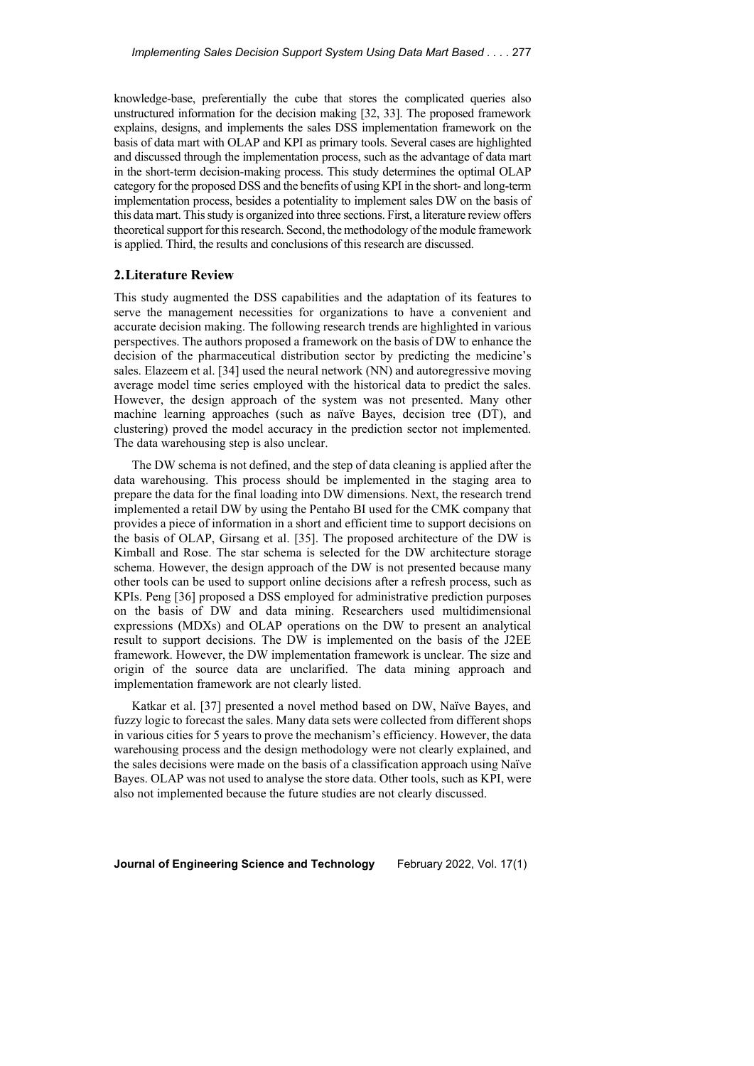knowledge-base, preferentially the cube that stores the complicated queries also unstructured information for the decision making [32, 33]. The proposed framework explains, designs, and implements the sales DSS implementation framework on the basis of data mart with OLAP and KPI as primary tools. Several cases are highlighted and discussed through the implementation process, such as the advantage of data mart in the short-term decision-making process. This study determines the optimal OLAP category for the proposed DSS and the benefits of using KPI in the short- and long-term implementation process, besides a potentiality to implement sales DW on the basis of this data mart. This study is organized into three sections. First, a literature review offers theoretical support for this research. Second, the methodology of the module framework is applied. Third, the results and conclusions of this research are discussed.

## 2. Literature Review

This study augmented the DSS capabilities and the adaptation of its features to serve the management necessities for organizations to have a convenient and accurate decision making. The following research trends are highlighted in various perspectives. The authors proposed a framework on the basis of DW to enhance the decision of the pharmaceutical distribution sector by predicting the medicine's sales. Elazeem et al. [34] used the neural network (NN) and autoregressive moving average model time series employed with the historical data to predict the sales. However, the design approach of the system was not presented. Many other machine learning approaches (such as naïve Bayes, decision tree (DT), and clustering) proved the model accuracy in the prediction sector not implemented. The data warehousing step is also unclear.

The DW schema is not defined, and the step of data cleaning is applied after the data warehousing. This process should be implemented in the staging area to prepare the data for the final loading into DW dimensions. Next, the research trend implemented a retail DW by using the Pentaho BI used for the CMK company that provides a piece of information in a short and efficient time to support decisions on the basis of OLAP, Girsang et al. [35]. The proposed architecture of the DW is Kimball and Rose. The star schema is selected for the DW architecture storage schema. However, the design approach of the DW is not presented because many other tools can be used to support online decisions after a refresh process, such as KPIs. Peng [36] proposed a DSS employed for administrative prediction purposes on the basis of DW and data mining. Researchers used multidimensional expressions (MDXs) and OLAP operations on the DW to present an analytical result to support decisions. The DW is implemented on the basis of the J2EE framework. However, the DW implementation framework is unclear. The size and origin of the source data are unclarified. The data mining approach and implementation framework are not clearly listed.

Katkar et al. [37] presented a novel method based on DW, Naïve Bayes, and fuzzy logic to forecast the sales. Many data sets were collected from different shops in various cities for 5 years to prove the mechanism's efficiency. However, the data warehousing process and the design methodology were not clearly explained, and the sales decisions were made on the basis of a classification approach using Naïve Bayes. OLAP was not used to analyse the store data. Other tools, such as KPI, were also not implemented because the future studies are not clearly discussed.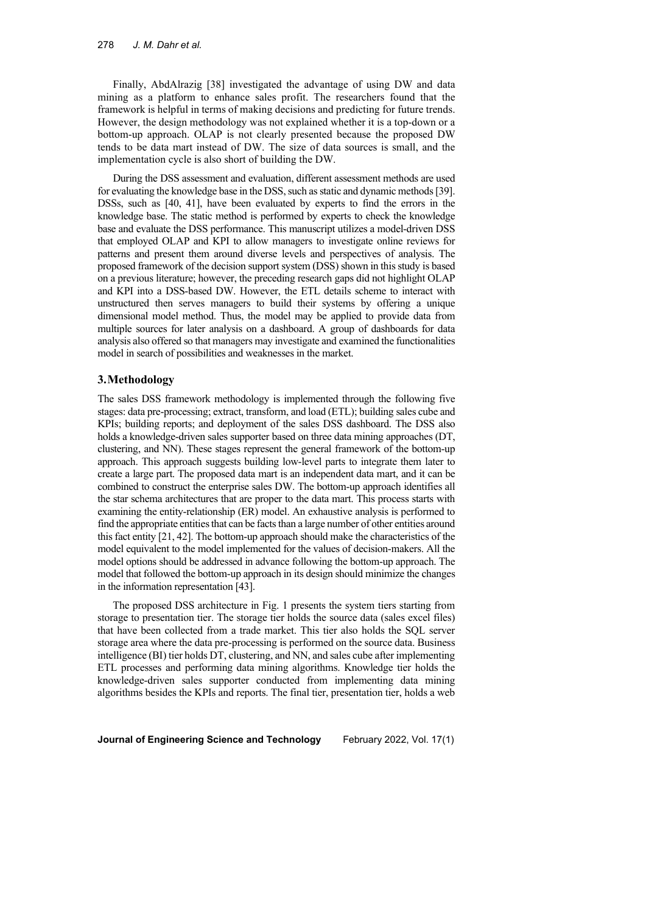Finally, AbdAlrazig [38] investigated the advantage of using DW and data mining as a platform to enhance sales profit. The researchers found that the framework is helpful in terms of making decisions and predicting for future trends. However, the design methodology was not explained whether it is a top-down or a bottom-up approach. OLAP is not clearly presented because the proposed DW tends to be data mart instead of DW. The size of data sources is small, and the implementation cycle is also short of building the DW.

During the DSS assessment and evaluation, different assessment methods are used for evaluating the knowledge base in the DSS, such as static and dynamic methods [39]. DSSs, such as [40, 41], have been evaluated by experts to find the errors in the knowledge base. The static method is performed by experts to check the knowledge base and evaluate the DSS performance. This manuscript utilizes a model-driven DSS that employed OLAP and KPI to allow managers to investigate online reviews for patterns and present them around diverse levels and perspectives of analysis. The proposed framework of the decision support system (DSS) shown in this study is based on a previous literature; however, the preceding research gaps did not highlight OLAP and KPI into a DSS-based DW. However, the ETL details scheme to interact with unstructured then serves managers to build their systems by offering a unique dimensional model method. Thus, the model may be applied to provide data from multiple sources for later analysis on a dashboard. A group of dashboards for data analysis also offered so that managers may investigate and examined the functionalities model in search of possibilities and weaknesses in the market.

## 3. Methodology

The sales DSS framework methodology is implemented through the following five stages: data pre-processing; extract, transform, and load (ETL); building sales cube and KPIs; building reports; and deployment of the sales DSS dashboard. The DSS also holds a knowledge-driven sales supporter based on three data mining approaches (DT, clustering, and NN). These stages represent the general framework of the bottom-up approach. This approach suggests building low-level parts to integrate them later to create a large part. The proposed data mart is an independent data mart, and it can be combined to construct the enterprise sales DW. The bottom-up approach identifies all the star schema architectures that are proper to the data mart. This process starts with examining the entity-relationship (ER) model. An exhaustive analysis is performed to find the appropriate entities that can be facts than a large number of other entities around this fact entity [21, 42]. The bottom-up approach should make the characteristics of the model equivalent to the model implemented for the values of decision-makers. All the model options should be addressed in advance following the bottom-up approach. The model that followed the bottom-up approach in its design should minimize the changes in the information representation [43].

The proposed DSS architecture in Fig. 1 presents the system tiers starting from storage to presentation tier. The storage tier holds the source data (sales excel files) that have been collected from a trade market. This tier also holds the SQL server storage area where the data pre-processing is performed on the source data. Business intelligence (BI) tier holds DT, clustering, and NN, and sales cube after implementing ETL processes and performing data mining algorithms. Knowledge tier holds the knowledge-driven sales supporter conducted from implementing data mining algorithms besides the KPIs and reports. The final tier, presentation tier, holds a web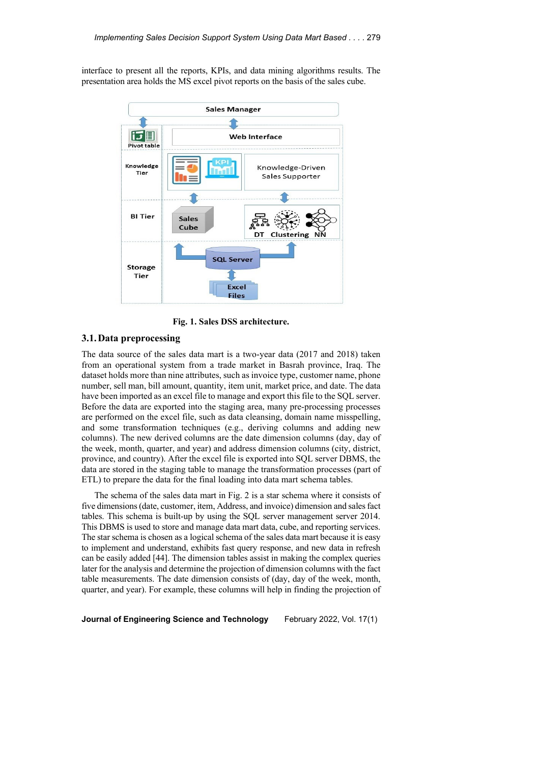interface to present all the reports, KPIs, and data mining algorithms results. The presentation area holds the MS excel pivot reports on the basis of the sales cube.

Fig. 1. Sales DSS architecture.

### 3.1. Data preprocessing

The data source of the sales data mart is a two-year data (2017 and 2018) taken from an operational system from a trade market in Basrah province, Iraq. The dataset holds more than nine attributes, such as invoice type, customer name, phone number, sell man, bill amount, quantity, item unit, market price, and date. The data have been imported as an excel file to manage and export this file to the SQL server. Before the data are exported into the staging area, many pre-processing processes are performed on the excel file, such as data cleansing, domain name misspelling, and some transformation techniques (e.g., deriving columns and adding new columns). The new derived columns are the date dimension columns (day, day of the week, month, quarter, and year) and address dimension columns (city, district, province, and country). After the excel file is exported into SQL server DBMS, the data are stored in the staging table to manage the transformation processes (part of ETL) to prepare the data for the final loading into data mart schema tables.

The schema of the sales data mart in Fig. 2 is a star schema where it consists of five dimensions (date, customer, item, Address, and invoice) dimension and sales fact tables. This schema is built-up by using the SQL server management server 2014. This DBMS is used to store and manage data mart data, cube, and reporting services. The star schema is chosen as a logical schema of the sales data mart because it is easy to implement and understand, exhibits fast query response, and new data in refresh can be easily added [44]. The dimension tables assist in making the complex queries later for the analysis and determine the projection of dimension columns with the fact table measurements. The date dimension consists of (day, day of the week, month, quarter, and year). For example, these columns will help in finding the projection of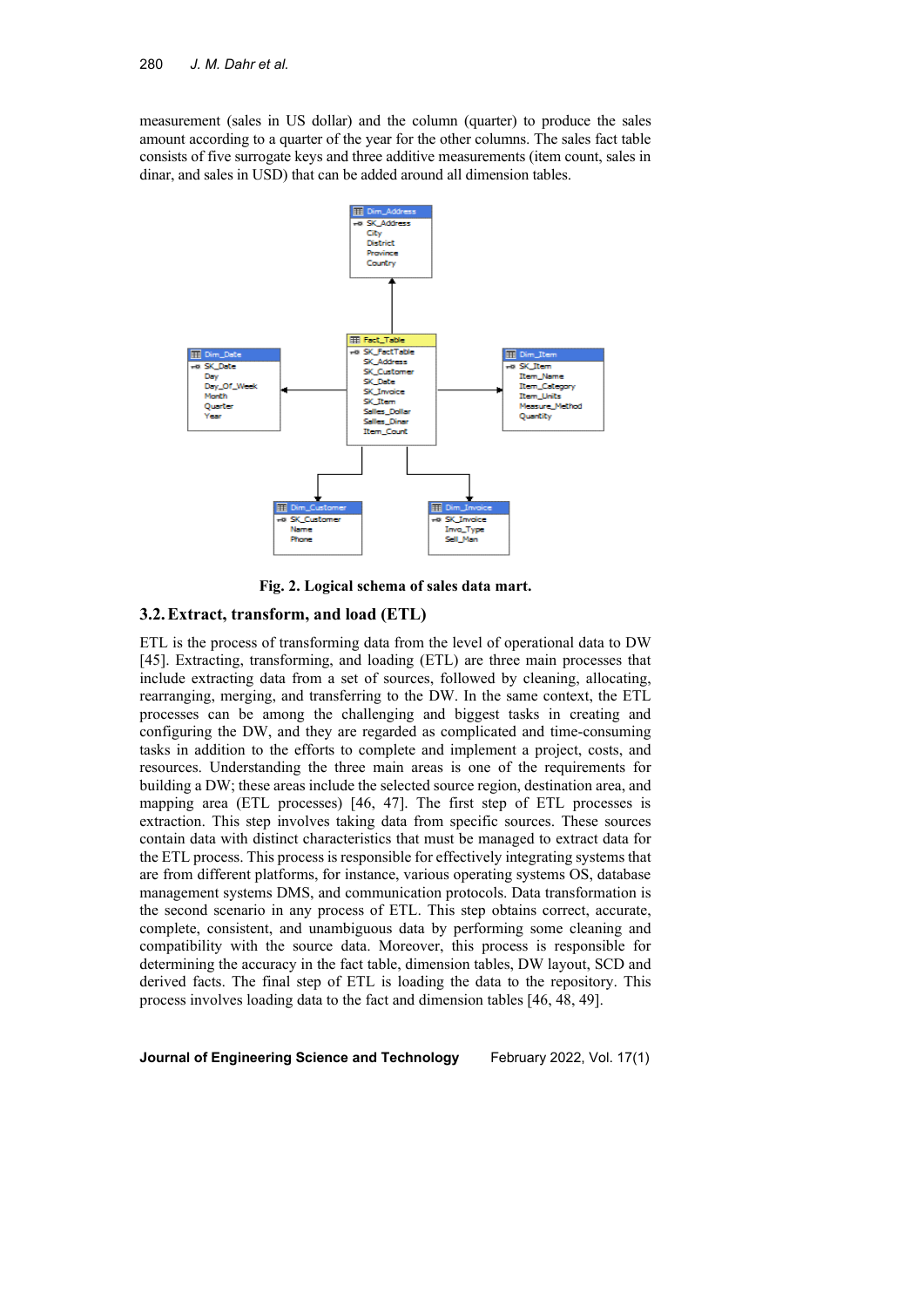measurement (sales in US dollar) and the column (quarter) to produce the sales amount according to a quarter of the year for the other columns. The sales fact table consists of five surrogate keys and three additive measurements (item count, sales in dinar, and sales in USD) that can be added around all dimension tables.

**Fig. 2. Logical schema of sales data mart.**

## 3.2. Extract, transform, and load (ETL)

ETL is the process of transforming data from the level of operational data to DW [45]. Extracting, transforming, and loading (ETL) are three main processes that include extracting data from a set of sources, followed by cleaning, allocating, rearranging, merging, and transferring to the DW. In the same context, the ETL processes can be among the challenging and biggest tasks in creating and configuring the DW, and they are regarded as complicated and time-consuming tasks in addition to the efforts to complete and implement a project, costs, and resources. Understanding the three main areas is one of the requirements for building a DW; these areas include the selected source region, destination area, and mapping area (ETL processes) [46, 47]. The first step of ETL processes is extraction. This step involves taking data from specific sources. These sources contain data with distinct characteristics that must be managed to extract data for the ETL process. This process is responsible for effectively integrating systems that are from different platforms, for instance, various operating systems OS, database management systems DMS, and communication protocols. Data transformation is the second scenario in any process of ETL. This step obtains correct, accurate, complete, consistent, and unambiguous data by performing some cleaning and compatibility with the source data. Moreover, this process is responsible for determining the accuracy in the fact table, dimension tables, DW layout, SCD and derived facts. The final step of ETL is loading the data to the repository. This process involves loading data to the fact and dimension tables [46, 48, 49].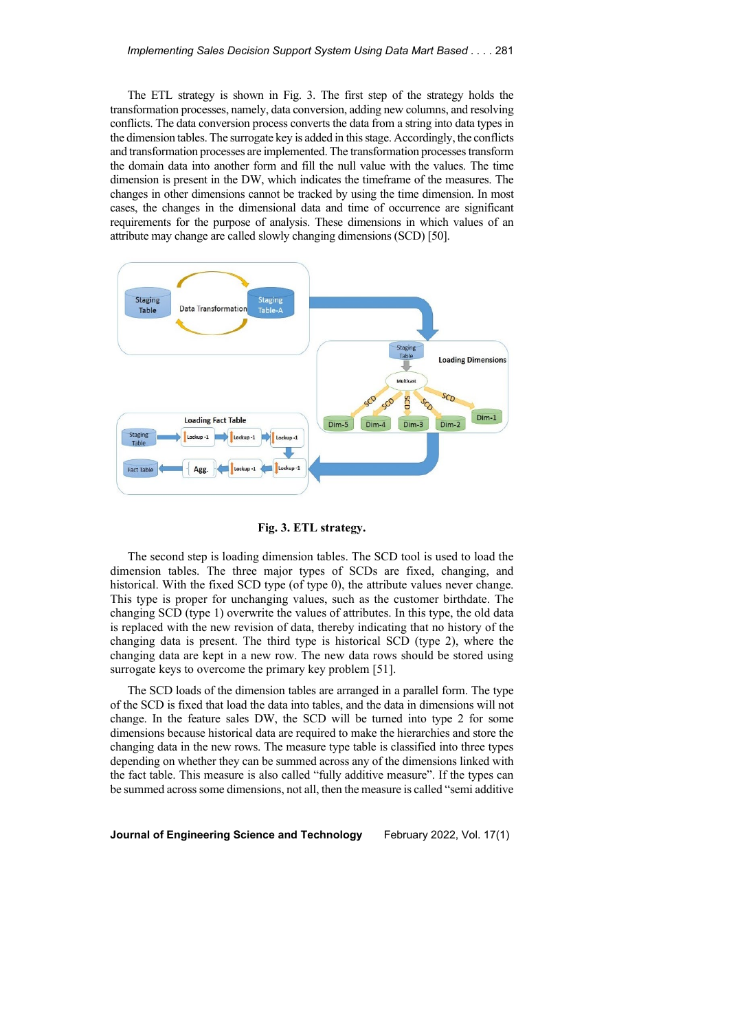The ETL strategy is shown in Fig. 3. The first step of the strategy holds the transformation processes, namely, data conversion, adding new columns, and resolving conflicts. The data conversion process converts the data from a string into data types in the dimension tables. The surrogate key is added in this stage. Accordingly, the conflicts and transformation processes are implemented. The transformation processes transform the domain data into another form and fill the null value with the values. The time dimension is present in the DW, which indicates the timeframe of the measures. The changes in other dimensions cannot be tracked by using the time dimension. In most cases, the changes in the dimensional data and time of occurrence are significant requirements for the purpose of analysis. These dimensions in which values of an attribute may change are called slowly changing dimensions (SCD) [50].

**Fig. 3. ETL strategy.**

The second step is loading dimension tables. The SCD tool is used to load the dimension tables. The three major types of SCDs are fixed, changing, and historical. With the fixed SCD type (of type 0), the attribute values never change. This type is proper for unchanging values, such as the customer birthdate. The changing SCD (type 1) overwrite the values of attributes. In this type, the old data is replaced with the new revision of data, thereby indicating that no history of the changing data is present. The third type is historical SCD (type 2), where the changing data are kept in a new row. The new data rows should be stored using surrogate keys to overcome the primary key problem [51].

The SCD loads of the dimension tables are arranged in a parallel form. The type of the SCD is fixed that load the data into tables, and the data in dimensions will not change. In the feature sales DW, the SCD will be turned into type 2 for some dimensions because historical data are required to make the hierarchies and store the changing data in the new rows. The measure type table is classified into three types depending on whether they can be summed across any of the dimensions linked with the fact table. This measure is also called "fully additive measure". If the types can be summed across some dimensions, not all, then the measure is called "semi additive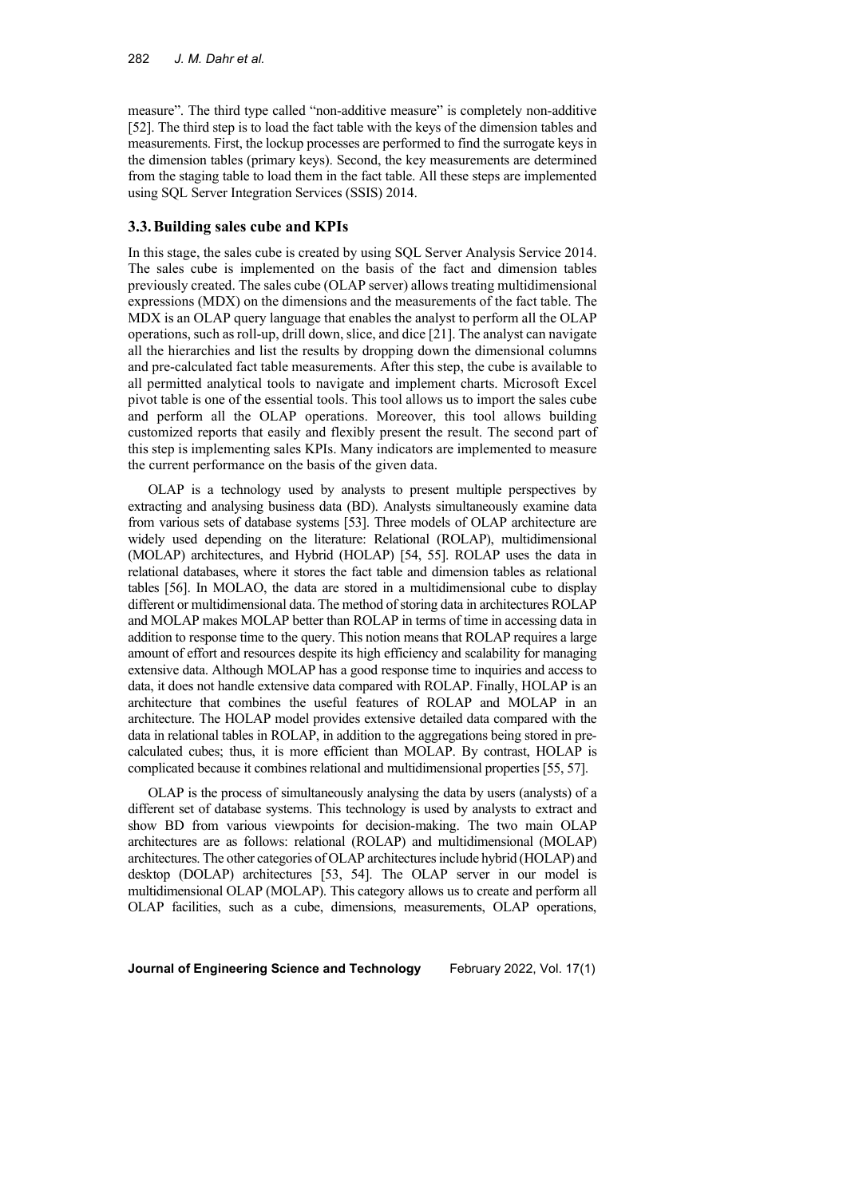measure". The third type called "non-additive measure" is completely non-additive [52]. The third step is to load the fact table with the keys of the dimension tables and measurements. First, the lockup processes are performed to find the surrogate keys in the dimension tables (primary keys). Second, the key measurements are determined from the staging table to load them in the fact table. All these steps are implemented using SQL Server Integration Services (SSIS) 2014.

### 3.3. Building sales cube and KPIs

In this stage, the sales cube is created by using SQL Server Analysis Service 2014. The sales cube is implemented on the basis of the fact and dimension tables previously created. The sales cube (OLAP server) allows treating multidimensional expressions (MDX) on the dimensions and the measurements of the fact table. The MDX is an OLAP query language that enables the analyst to perform all the OLAP operations, such as roll-up, drill down, slice, and dice [21]. The analyst can navigate all the hierarchies and list the results by dropping down the dimensional columns and pre-calculated fact table measurements. After this step, the cube is available to all permitted analytical tools to navigate and implement charts. Microsoft Excel pivot table is one of the essential tools. This tool allows us to import the sales cube and perform all the OLAP operations. Moreover, this tool allows building customized reports that easily and flexibly present the result. The second part of this step is implementing sales KPIs. Many indicators are implemented to measure the current performance on the basis of the given data.

OLAP is a technology used by analysts to present multiple perspectives by extracting and analysing business data (BD). Analysts simultaneously examine data from various sets of database systems [53]. Three models of OLAP architecture are widely used depending on the literature: Relational (ROLAP), multidimensional (MOLAP) architectures, and Hybrid (HOLAP) [54, 55]. ROLAP uses the data in relational databases, where it stores the fact table and dimension tables as relational tables [56]. In MOLAO, the data are stored in a multidimensional cube to display different or multidimensional data. The method of storing data in architectures ROLAP and MOLAP makes MOLAP better than ROLAP in terms of time in accessing data in addition to response time to the query. This notion means that ROLAP requires a large amount of effort and resources despite its high efficiency and scalability for managing extensive data. Although MOLAP has a good response time to inquiries and access to data, it does not handle extensive data compared with ROLAP. Finally, HOLAP is an architecture that combines the useful features of ROLAP and MOLAP in an architecture. The HOLAP model provides extensive detailed data compared with the data in relational tables in ROLAP, in addition to the aggregations being stored in pre-calculated cubes; thus, it is more efficient than MOLAP. By contrast, HOLAP is complicated because it combines relational and multidimensional properties [55, 57].

OLAP is the process of simultaneously analysing the data by users (analysts) of a different set of database systems. This technology is used by analysts to extract and show BD from various viewpoints for decision-making. The two main OLAP architectures are as follows: relational (ROLAP) and multidimensional (MOLAP) architectures. The other categories of OLAP architectures include hybrid (HOLAP) and desktop (DOLAP) architectures [53, 54]. The OLAP server in our model is multidimensional OLAP (MOLAP). This category allows us to create and perform all OLAP facilities, such as a cube, dimensions, measurements, OLAP operations,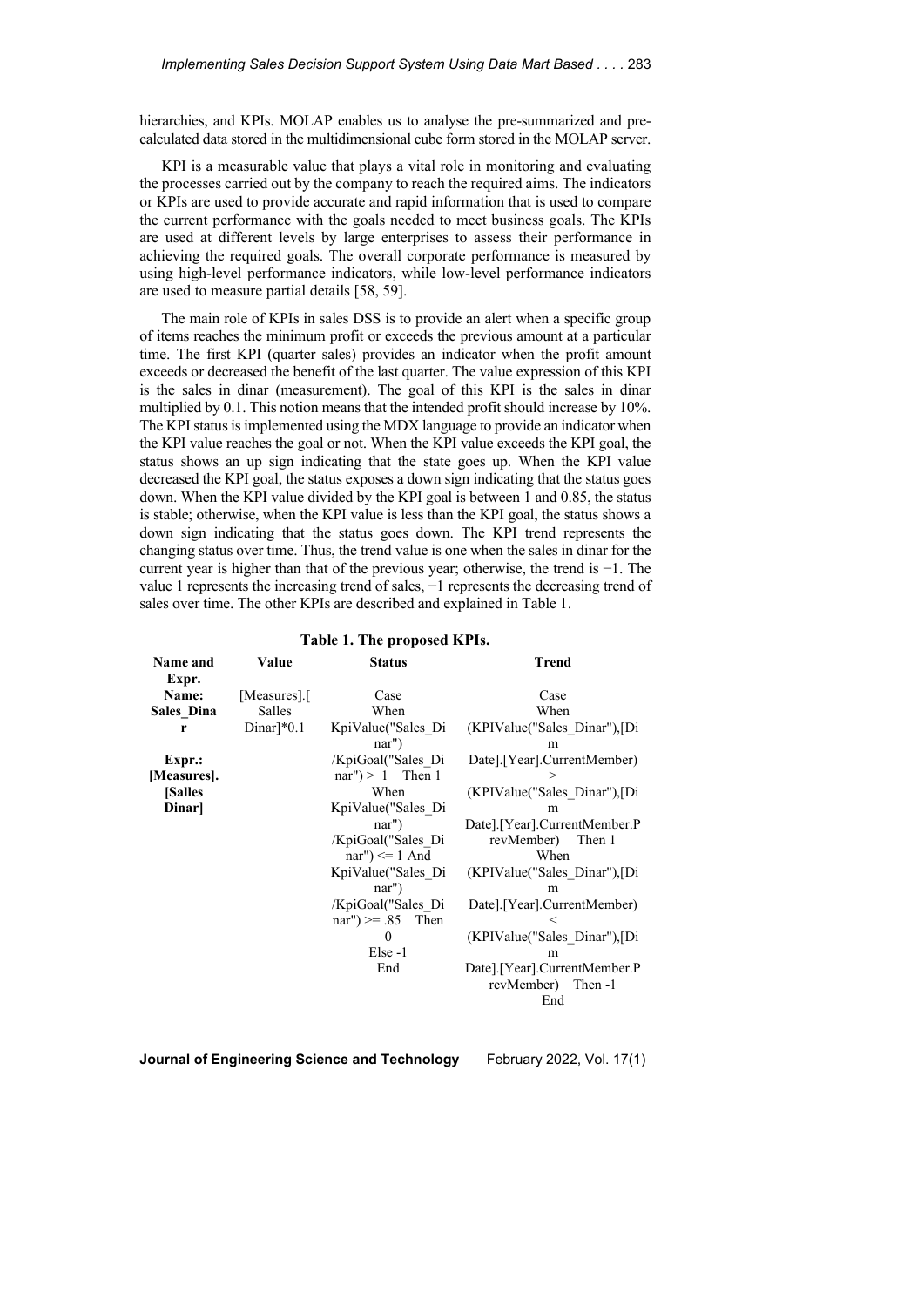hierarchies, and KPIs. MOLAP enables us to analyse the pre-summarized and pre-calculated data stored in the multidimensional cube form stored in the MOLAP server.

KPI is a measurable value that plays a vital role in monitoring and evaluating the processes carried out by the company to reach the required aims. The indicators or KPIs are used to provide accurate and rapid information that is used to compare the current performance with the goals needed to meet business goals. The KPIs are used at different levels by large enterprises to assess their performance in achieving the required goals. The overall corporate performance is measured by using high-level performance indicators, while low-level performance indicators are used to measure partial details [58, 59].

The main role of KPIs in sales DSS is to provide an alert when a specific group of items reaches the minimum profit or exceeds the previous amount at a particular time. The first KPI (quarter sales) provides an indicator when the profit amount exceeds or decreased the benefit of the last quarter. The value expression of this KPI is the sales in dinar (measurement). The goal of this KPI is the sales in dinar multiplied by 0.1. This notion means that the intended profit should increase by 10%. The KPI status is implemented using the MDX language to provide an indicator when the KPI value reaches the goal or not. When the KPI value exceeds the KPI goal, the status shows an up sign indicating that the state goes up. When the KPI value decreased the KPI goal, the status exposes a down sign indicating that the status goes down. When the KPI value divided by the KPI goal is between 1 and 0.85, the status is stable; otherwise, when the KPI value is less than the KPI goal, the status shows a down sign indicating that the status goes down. The KPI trend represents the changing status over time. Thus, the trend value is one when the sales in dinar for the current year is higher than that of the previous year; otherwise, the trend is −1. The value 1 represents the increasing trend of sales, −1 represents the decreasing trend of sales over time. The other KPIs are described and explained in Table 1.

**Table 1. The proposed KPIs.**

| Name and Expr. | Value | Status | Trend |
|---|---|---|---|
| **Name: Sales_Dinar** **Expr.: [Measures].[Salles Dinar]** | [Measures].[Salles Dinar]*0.1 | Case When KpiValue("Sales_Dinar") /KpiGoal("Sales_Dinar") > 1 Then 1 When KpiValue("Sales_Dinar") /KpiGoal("Sales_Dinar") <= 1 And KpiValue("Sales_Dinar") /KpiGoal("Sales_Dinar") >= .85 Then 0 Else -1 End | Case When (KPIValue("Sales_Dinar"),[Dim Date].[Year].CurrentMember) > (KPIValue("Sales_Dinar"),[Dim Date].[Year].CurrentMember.PrevMember) Then 1 When (KPIValue("Sales_Dinar"),[Dim Date].[Year].CurrentMember) < (KPIValue("Sales_Dinar"),[Dim Date].[Year].CurrentMember.PrevMember) Then -1 End |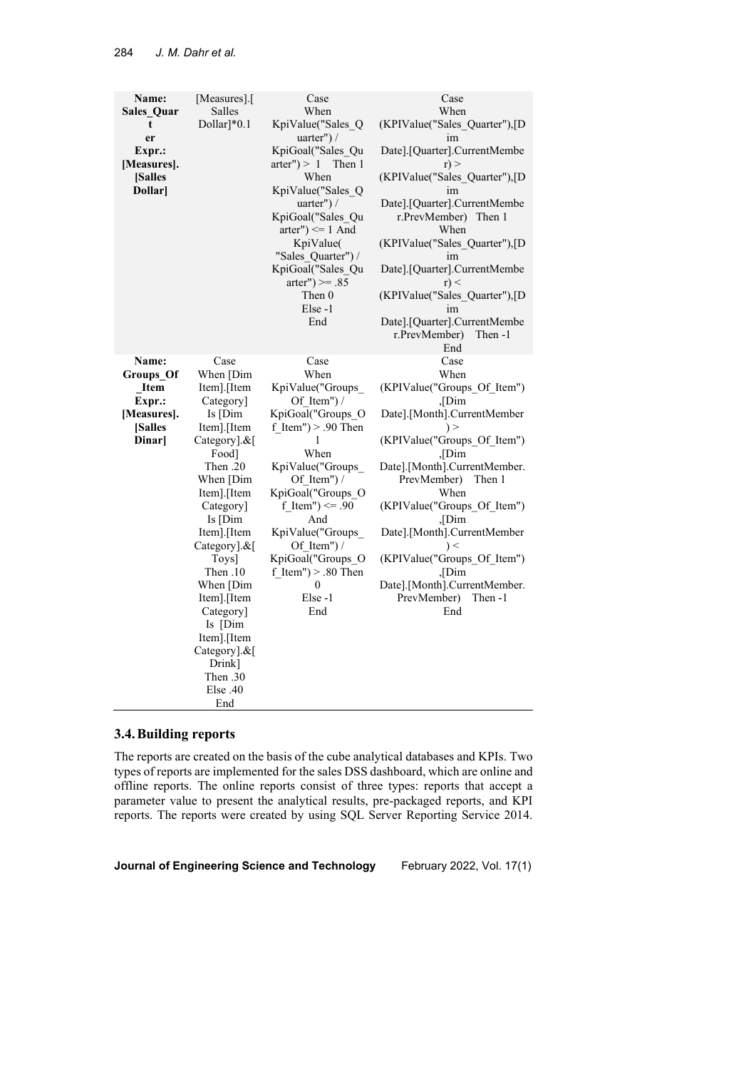| | | | |
|---|---|---|---|
| **Name: Sales_Quarter Expr.: [Measures].[Salles Dollar]** | [Measures].[Salles Dollar]*0.1 | Case When KpiValue("Sales_Quarter") / KpiGoal("Sales_Quarter") > 1 Then 1 When KpiValue("Sales_Quarter") / KpiGoal("Sales_Quarter") <= 1 And KpiValue( "Sales_Quarter") / KpiGoal("Sales_Quarter") >= .85 Then 0 Else -1 End | Case When (KPIValue("Sales_Quarter"),[Dim Date].[Quarter].CurrentMember) > (KPIValue("Sales_Quarter"),[Dim Date].[Quarter].CurrentMember.PrevMember) Then 1 When (KPIValue("Sales_Quarter"),[Dim Date].[Quarter].CurrentMember) < (KPIValue("Sales_Quarter"),[Dim Date].[Quarter].CurrentMember.PrevMember) Then -1 End |
| **Name: Groups_Of_Item Expr.: [Measures].[Salles Dinar]** | Case When [Dim Item].[Item Category] Is [Dim Item].[Item Category].&[Food] Then .20 When [Dim Item].[Item Category] Is [Dim Item].[Item Category].&[Toys] Then .10 When [Dim Item].[Item Category] Is [Dim Item].[Item Category].&[Drink] Then .30 Else .40 End | Case When KpiValue("Groups_Of_Item") / KpiGoal("Groups_Of_Item") > .90 Then 1 When KpiValue("Groups_Of_Item") / KpiGoal("Groups_Of_Item") <= .90 And KpiValue("Groups_Of_Item") / KpiGoal("Groups_Of_Item") > .80 Then 0 Else -1 End | Case When (KPIValue("Groups_Of_Item"),[Dim Date].[Month].CurrentMember) > (KPIValue("Groups_Of_Item"),[Dim Date].[Month].CurrentMember.PrevMember) Then 1 When (KPIValue("Groups_Of_Item"),[Dim Date].[Month].CurrentMember) < (KPIValue("Groups_Of_Item"),[Dim Date].[Month].CurrentMember.PrevMember) Then -1 End |

### 3.4. Building reports

The reports are created on the basis of the cube analytical databases and KPIs. Two types of reports are implemented for the sales DSS dashboard, which are online and offline reports. The online reports consist of three types: reports that accept a parameter value to present the analytical results, pre-packaged reports, and KPI reports. The reports were created by using SQL Server Reporting Service 2014.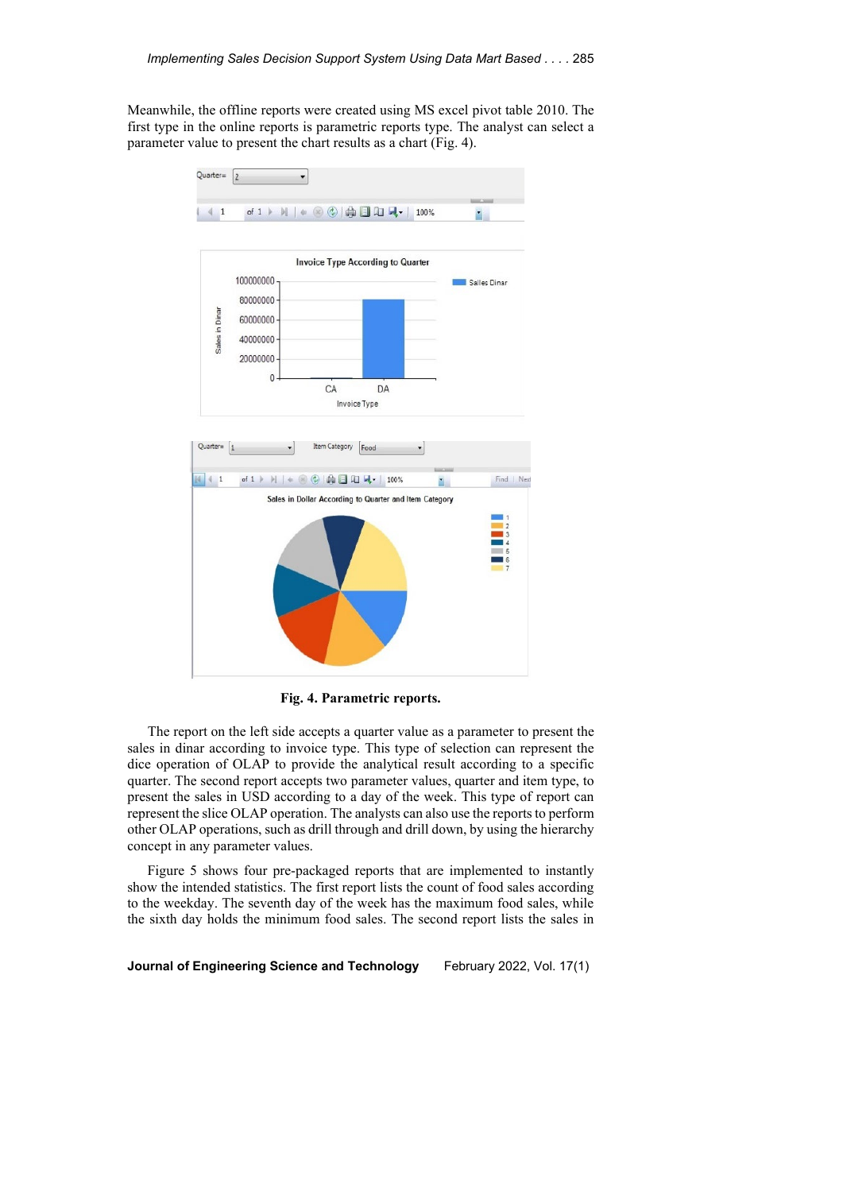Meanwhile, the offline reports were created using MS excel pivot table 2010. The first type in the online reports is parametric reports type. The analyst can select a parameter value to present the chart results as a chart (Fig. 4).

**Fig. 4. Parametric reports.**

The report on the left side accepts a quarter value as a parameter to present the sales in dinar according to invoice type. This type of selection can represent the dice operation of OLAP to provide the analytical result according to a specific quarter. The second report accepts two parameter values, quarter and item type, to present the sales in USD according to a day of the week. This type of report can represent the slice OLAP operation. The analysts can also use the reports to perform other OLAP operations, such as drill through and drill down, by using the hierarchy concept in any parameter values.

Figure 5 shows four pre-packaged reports that are implemented to instantly show the intended statistics. The first report lists the count of food sales according to the weekday. The seventh day of the week has the maximum food sales, while the sixth day holds the minimum food sales. The second report lists the sales in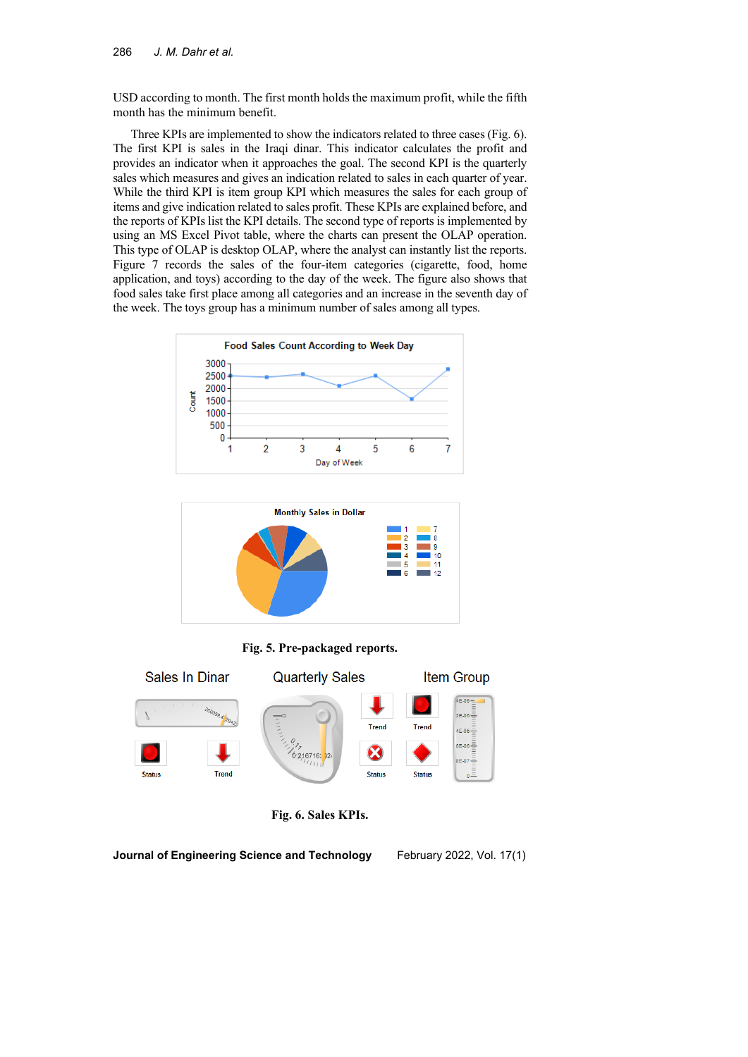USD according to month. The first month holds the maximum profit, while the fifth month has the minimum benefit.

Three KPIs are implemented to show the indicators related to three cases (Fig. 6). The first KPI is sales in the Iraqi dinar. This indicator calculates the profit and provides an indicator when it approaches the goal. The second KPI is the quarterly sales which measures and gives an indication related to sales in each quarter of year. While the third KPI is item group KPI which measures the sales for each group of items and give indication related to sales profit. These KPIs are explained before, and the reports of KPIs list the KPI details. The second type of reports is implemented by using an MS Excel Pivot table, where the charts can present the OLAP operation. This type of OLAP is desktop OLAP, where the analyst can instantly list the reports. Figure 7 records the sales of the four-item categories (cigarette, food, home application, and toys) according to the day of the week. The figure also shows that food sales take first place among all categories and an increase in the seventh day of the week. The toys group has a minimum number of sales among all types.

**Fig. 5. Pre-packaged reports.**

**Fig. 6. Sales KPIs.**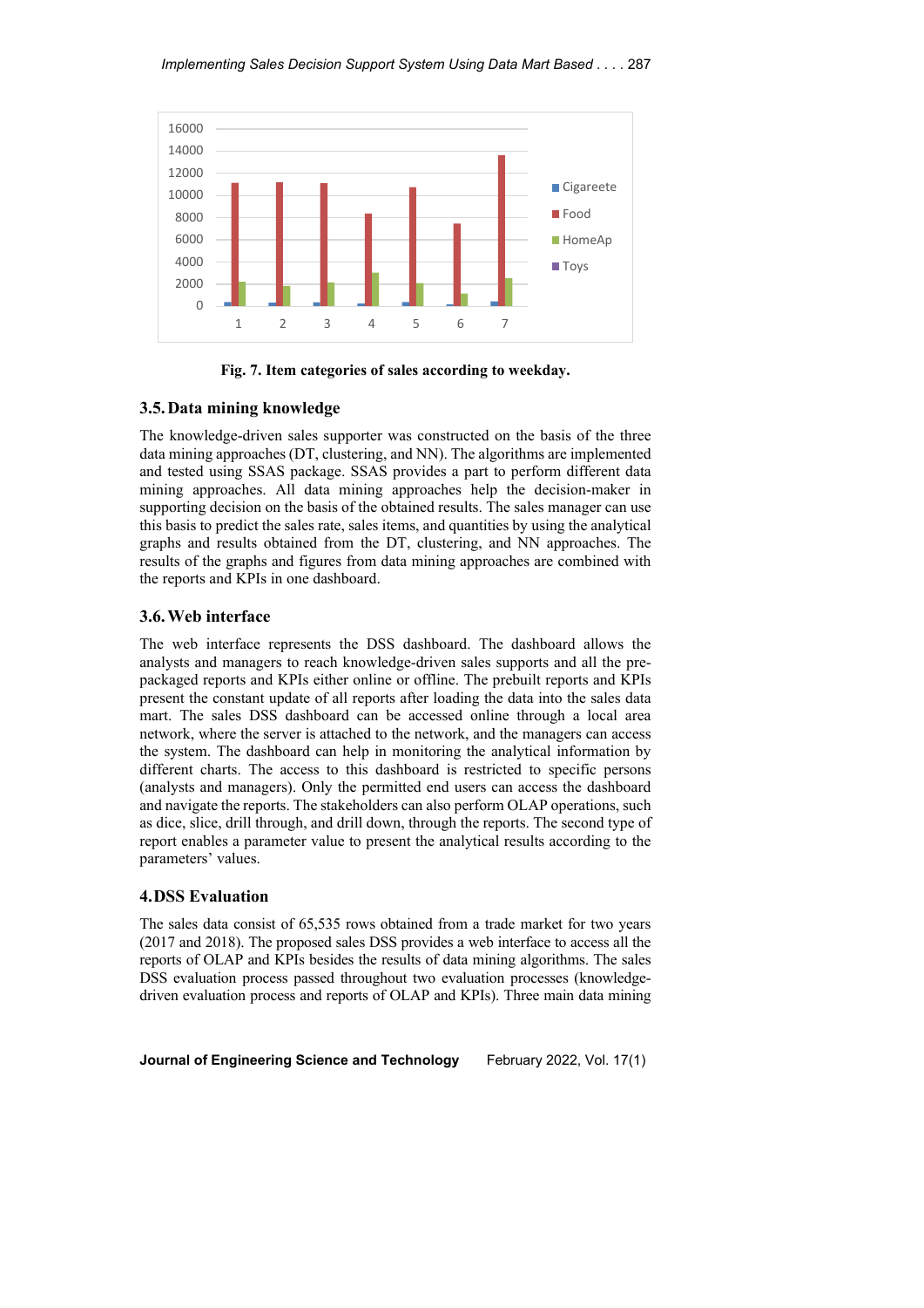Fig. 7. Item categories of sales according to weekday.

### 3.5. Data mining knowledge

The knowledge-driven sales supporter was constructed on the basis of the three data mining approaches (DT, clustering, and NN). The algorithms are implemented and tested using SSAS package. SSAS provides a part to perform different data mining approaches. All data mining approaches help the decision-maker in supporting decision on the basis of the obtained results. The sales manager can use this basis to predict the sales rate, sales items, and quantities by using the analytical graphs and results obtained from the DT, clustering, and NN approaches. The results of the graphs and figures from data mining approaches are combined with the reports and KPIs in one dashboard.

### 3.6. Web interface

The web interface represents the DSS dashboard. The dashboard allows the analysts and managers to reach knowledge-driven sales supports and all the pre-packaged reports and KPIs either online or offline. The prebuilt reports and KPIs present the constant update of all reports after loading the data into the sales data mart. The sales DSS dashboard can be accessed online through a local area network, where the server is attached to the network, and the managers can access the system. The dashboard can help in monitoring the analytical information by different charts. The access to this dashboard is restricted to specific persons (analysts and managers). Only the permitted end users can access the dashboard and navigate the reports. The stakeholders can also perform OLAP operations, such as dice, slice, drill through, and drill down, through the reports. The second type of report enables a parameter value to present the analytical results according to the parameters' values.

## 4. DSS Evaluation

The sales data consist of 65,535 rows obtained from a trade market for two years (2017 and 2018). The proposed sales DSS provides a web interface to access all the reports of OLAP and KPIs besides the results of data mining algorithms. The sales DSS evaluation process passed throughout two evaluation processes (knowledge-driven evaluation process and reports of OLAP and KPIs). Three main data mining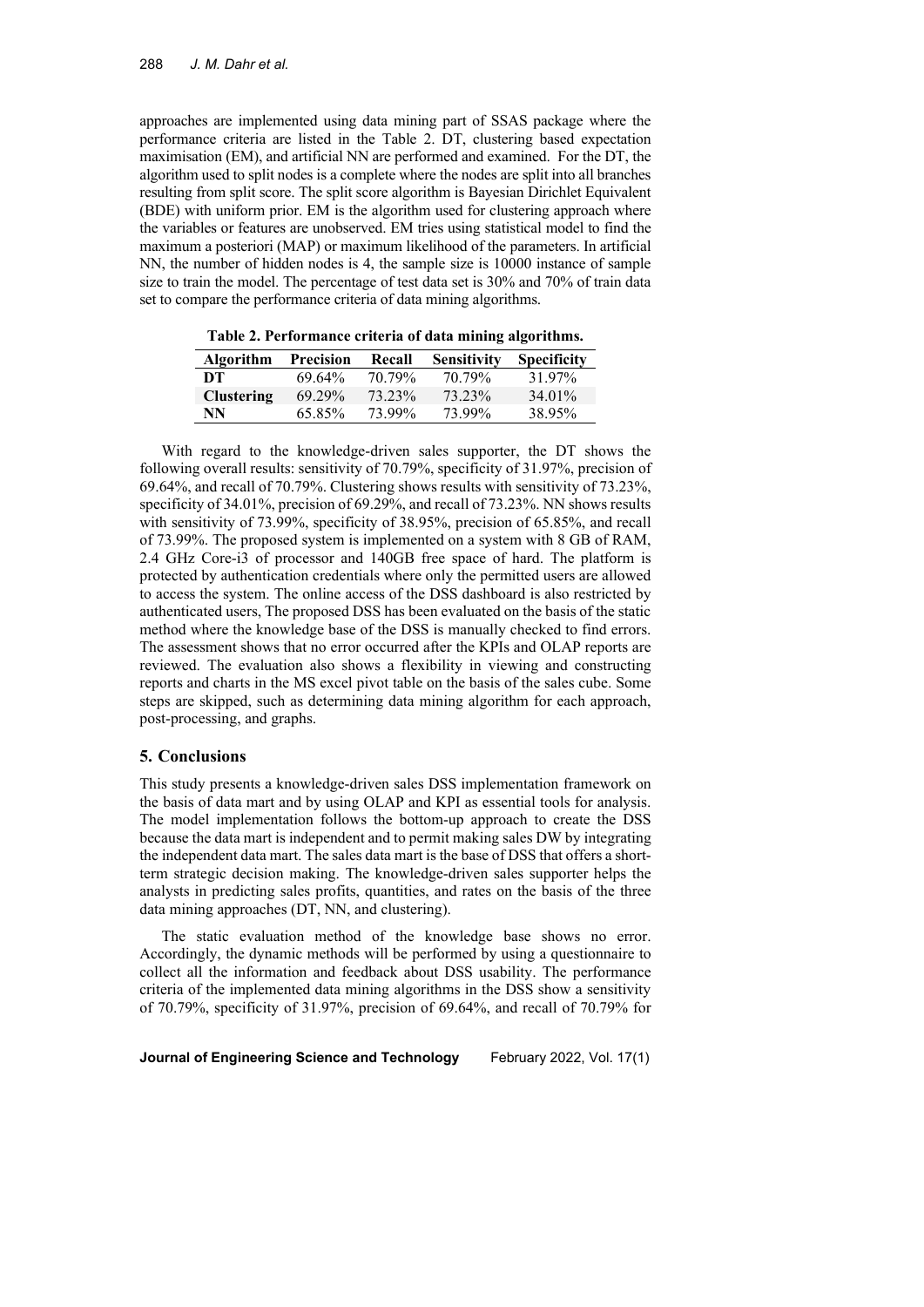approaches are implemented using data mining part of SSAS package where the performance criteria are listed in the Table 2. DT, clustering based expectation maximisation (EM), and artificial NN are performed and examined. For the DT, the algorithm used to split nodes is a complete where the nodes are split into all branches resulting from split score. The split score algorithm is Bayesian Dirichlet Equivalent (BDE) with uniform prior. EM is the algorithm used for clustering approach where the variables or features are unobserved. EM tries using statistical model to find the maximum a posteriori (MAP) or maximum likelihood of the parameters. In artificial NN, the number of hidden nodes is 4, the sample size is 10000 instance of sample size to train the model. The percentage of test data set is 30% and 70% of train data set to compare the performance criteria of data mining algorithms.

**Table 2. Performance criteria of data mining algorithms.**

| Algorithm | Precision | Recall | Sensitivity | Specificity |
|---|---|---|---|---|
| **DT** | 69.64% | 70.79% | 70.79% | 31.97% |
| **Clustering** | 69.29% | 73.23% | 73.23% | 34.01% |
| **NN** | 65.85% | 73.99% | 73.99% | 38.95% |

With regard to the knowledge-driven sales supporter, the DT shows the following overall results: sensitivity of 70.79%, specificity of 31.97%, precision of 69.64%, and recall of 70.79%. Clustering shows results with sensitivity of 73.23%, specificity of 34.01%, precision of 69.29%, and recall of 73.23%. NN shows results with sensitivity of 73.99%, specificity of 38.95%, precision of 65.85%, and recall of 73.99%. The proposed system is implemented on a system with 8 GB of RAM, 2.4 GHz Core-i3 of processor and 140GB free space of hard. The platform is protected by authentication credentials where only the permitted users are allowed to access the system. The online access of the DSS dashboard is also restricted by authenticated users, The proposed DSS has been evaluated on the basis of the static method where the knowledge base of the DSS is manually checked to find errors. The assessment shows that no error occurred after the KPIs and OLAP reports are reviewed. The evaluation also shows a flexibility in viewing and constructing reports and charts in the MS excel pivot table on the basis of the sales cube. Some steps are skipped, such as determining data mining algorithm for each approach, post-processing, and graphs.

## 5. Conclusions

This study presents a knowledge-driven sales DSS implementation framework on the basis of data mart and by using OLAP and KPI as essential tools for analysis. The model implementation follows the bottom-up approach to create the DSS because the data mart is independent and to permit making sales DW by integrating the independent data mart. The sales data mart is the base of DSS that offers a short-term strategic decision making. The knowledge-driven sales supporter helps the analysts in predicting sales profits, quantities, and rates on the basis of the three data mining approaches (DT, NN, and clustering).

The static evaluation method of the knowledge base shows no error. Accordingly, the dynamic methods will be performed by using a questionnaire to collect all the information and feedback about DSS usability. The performance criteria of the implemented data mining algorithms in the DSS show a sensitivity of 70.79%, specificity of 31.97%, precision of 69.64%, and recall of 70.79% for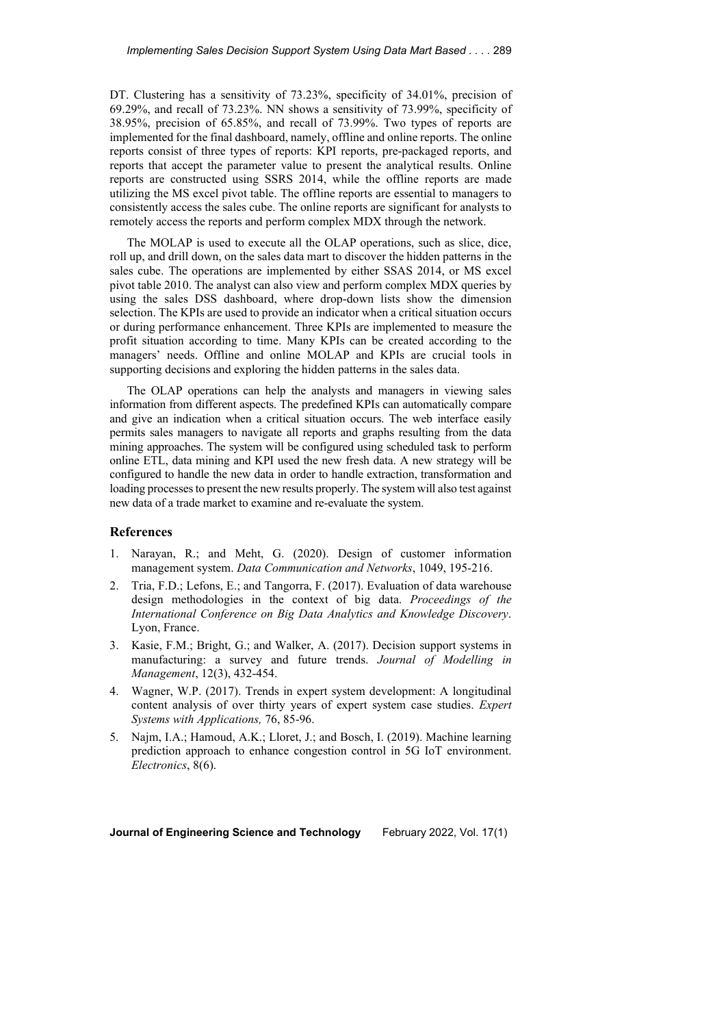DT. Clustering has a sensitivity of 73.23%, specificity of 34.01%, precision of 69.29%, and recall of 73.23%. NN shows a sensitivity of 73.99%, specificity of 38.95%, precision of 65.85%, and recall of 73.99%. Two types of reports are implemented for the final dashboard, namely, offline and online reports. The online reports consist of three types of reports: KPI reports, pre-packaged reports, and reports that accept the parameter value to present the analytical results. Online reports are constructed using SSRS 2014, while the offline reports are made utilizing the MS excel pivot table. The offline reports are essential to managers to consistently access the sales cube. The online reports are significant for analysts to remotely access the reports and perform complex MDX through the network.

The MOLAP is used to execute all the OLAP operations, such as slice, dice, roll up, and drill down, on the sales data mart to discover the hidden patterns in the sales cube. The operations are implemented by either SSAS 2014, or MS excel pivot table 2010. The analyst can also view and perform complex MDX queries by using the sales DSS dashboard, where drop-down lists show the dimension selection. The KPIs are used to provide an indicator when a critical situation occurs or during performance enhancement. Three KPIs are implemented to measure the profit situation according to time. Many KPIs can be created according to the managers' needs. Offline and online MOLAP and KPIs are crucial tools in supporting decisions and exploring the hidden patterns in the sales data.

The OLAP operations can help the analysts and managers in viewing sales information from different aspects. The predefined KPIs can automatically compare and give an indication when a critical situation occurs. The web interface easily permits sales managers to navigate all reports and graphs resulting from the data mining approaches. The system will be configured using scheduled task to perform online ETL, data mining and KPI used the new fresh data. A new strategy will be configured to handle the new data in order to handle extraction, transformation and loading processes to present the new results properly. The system will also test against new data of a trade market to examine and re-evaluate the system.

## References

1. Narayan, R.; and Meht, G. (2020). Design of customer information management system. *Data Communication and Networks*, 1049, 195-216.
2. Tria, F.D.; Lefons, E.; and Tangorra, F. (2017). Evaluation of data warehouse design methodologies in the context of big data. *Proceedings of the International Conference on Big Data Analytics and Knowledge Discovery*. Lyon, France.
3. Kasie, F.M.; Bright, G.; and Walker, A. (2017). Decision support systems in manufacturing: a survey and future trends. *Journal of Modelling in Management*, 12(3), 432-454.
4. Wagner, W.P. (2017). Trends in expert system development: A longitudinal content analysis of over thirty years of expert system case studies. *Expert Systems with Applications,* 76, 85-96.
5. Najm, I.A.; Hamoud, A.K.; Lloret, J.; and Bosch, I. (2019). Machine learning prediction approach to enhance congestion control in 5G IoT environment. *Electronics*, 8(6).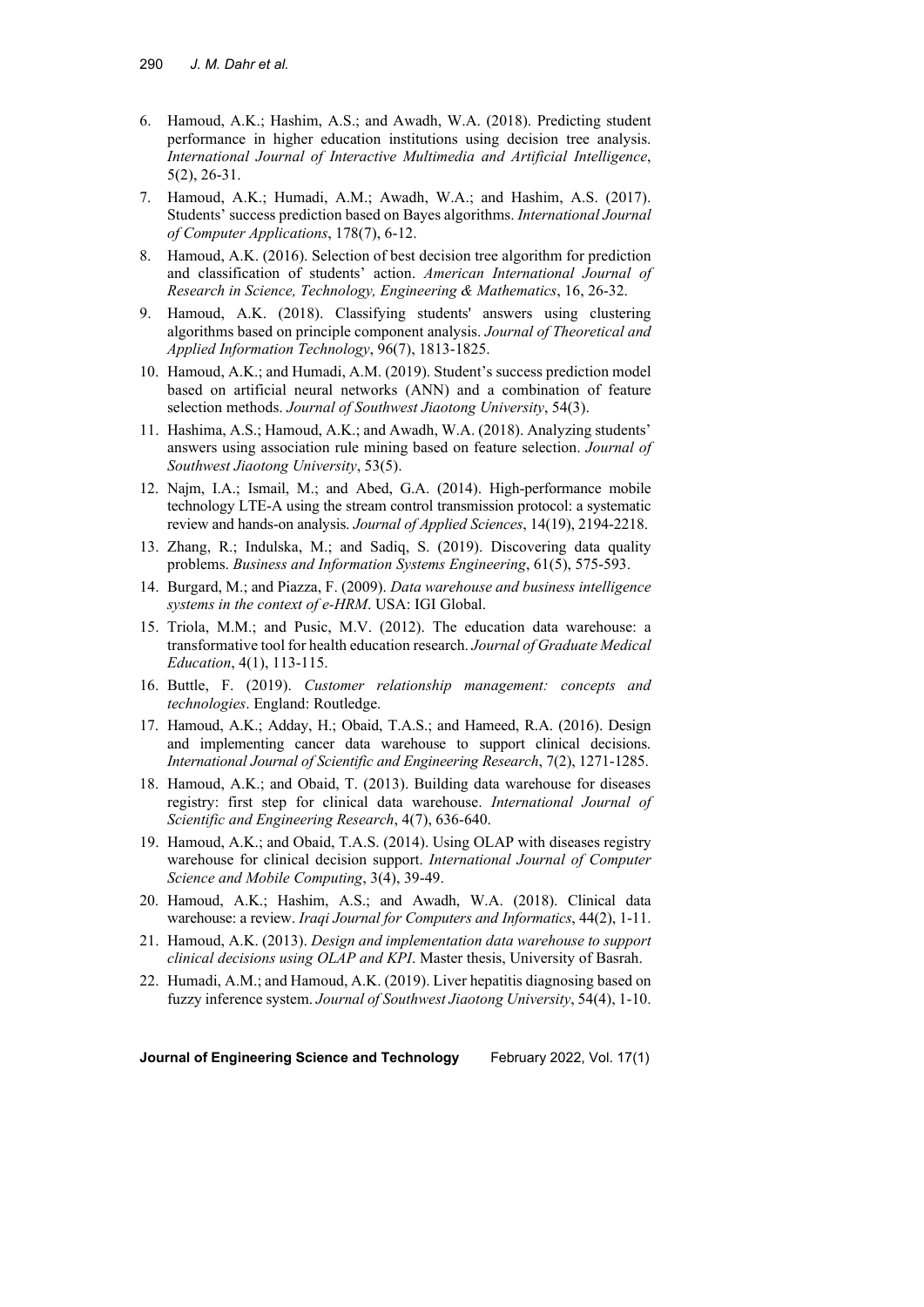6. Hamoud, A.K.; Hashim, A.S.; and Awadh, W.A. (2018). Predicting student performance in higher education institutions using decision tree analysis. *International Journal of Interactive Multimedia and Artificial Intelligence*, 5(2), 26-31.
7. Hamoud, A.K.; Humadi, A.M.; Awadh, W.A.; and Hashim, A.S. (2017). Students' success prediction based on Bayes algorithms. *International Journal of Computer Applications*, 178(7), 6-12.
8. Hamoud, A.K. (2016). Selection of best decision tree algorithm for prediction and classification of students' action. *American International Journal of Research in Science, Technology, Engineering & Mathematics*, 16, 26-32.
9. Hamoud, A.K. (2018). Classifying students' answers using clustering algorithms based on principle component analysis. *Journal of Theoretical and Applied Information Technology*, 96(7), 1813-1825.
10. Hamoud, A.K.; and Humadi, A.M. (2019). Student's success prediction model based on artificial neural networks (ANN) and a combination of feature selection methods. *Journal of Southwest Jiaotong University*, 54(3).
11. Hashima, A.S.; Hamoud, A.K.; and Awadh, W.A. (2018). Analyzing students' answers using association rule mining based on feature selection. *Journal of Southwest Jiaotong University*, 53(5).
12. Najm, I.A.; Ismail, M.; and Abed, G.A. (2014). High-performance mobile technology LTE-A using the stream control transmission protocol: a systematic review and hands-on analysis. *Journal of Applied Sciences*, 14(19), 2194-2218.
13. Zhang, R.; Indulska, M.; and Sadiq, S. (2019). Discovering data quality problems. *Business and Information Systems Engineering*, 61(5), 575-593.
14. Burgard, M.; and Piazza, F. (2009). *Data warehouse and business intelligence systems in the context of e-HRM*. USA: IGI Global.
15. Triola, M.M.; and Pusic, M.V. (2012). The education data warehouse: a transformative tool for health education research. *Journal of Graduate Medical Education*, 4(1), 113-115.
16. Buttle, F. (2019). *Customer relationship management: concepts and technologies*. England: Routledge.
17. Hamoud, A.K.; Adday, H.; Obaid, T.A.S.; and Hameed, R.A. (2016). Design and implementing cancer data warehouse to support clinical decisions. *International Journal of Scientific and Engineering Research*, 7(2), 1271-1285.
18. Hamoud, A.K.; and Obaid, T. (2013). Building data warehouse for diseases registry: first step for clinical data warehouse. *International Journal of Scientific and Engineering Research*, 4(7), 636-640.
19. Hamoud, A.K.; and Obaid, T.A.S. (2014). Using OLAP with diseases registry warehouse for clinical decision support. *International Journal of Computer Science and Mobile Computing*, 3(4), 39-49.
20. Hamoud, A.K.; Hashim, A.S.; and Awadh, W.A. (2018). Clinical data warehouse: a review. *Iraqi Journal for Computers and Informatics*, 44(2), 1-11.
21. Hamoud, A.K. (2013). *Design and implementation data warehouse to support clinical decisions using OLAP and KPI*. Master thesis, University of Basrah.
22. Humadi, A.M.; and Hamoud, A.K. (2019). Liver hepatitis diagnosing based on fuzzy inference system. *Journal of Southwest Jiaotong University*, 54(4), 1-10.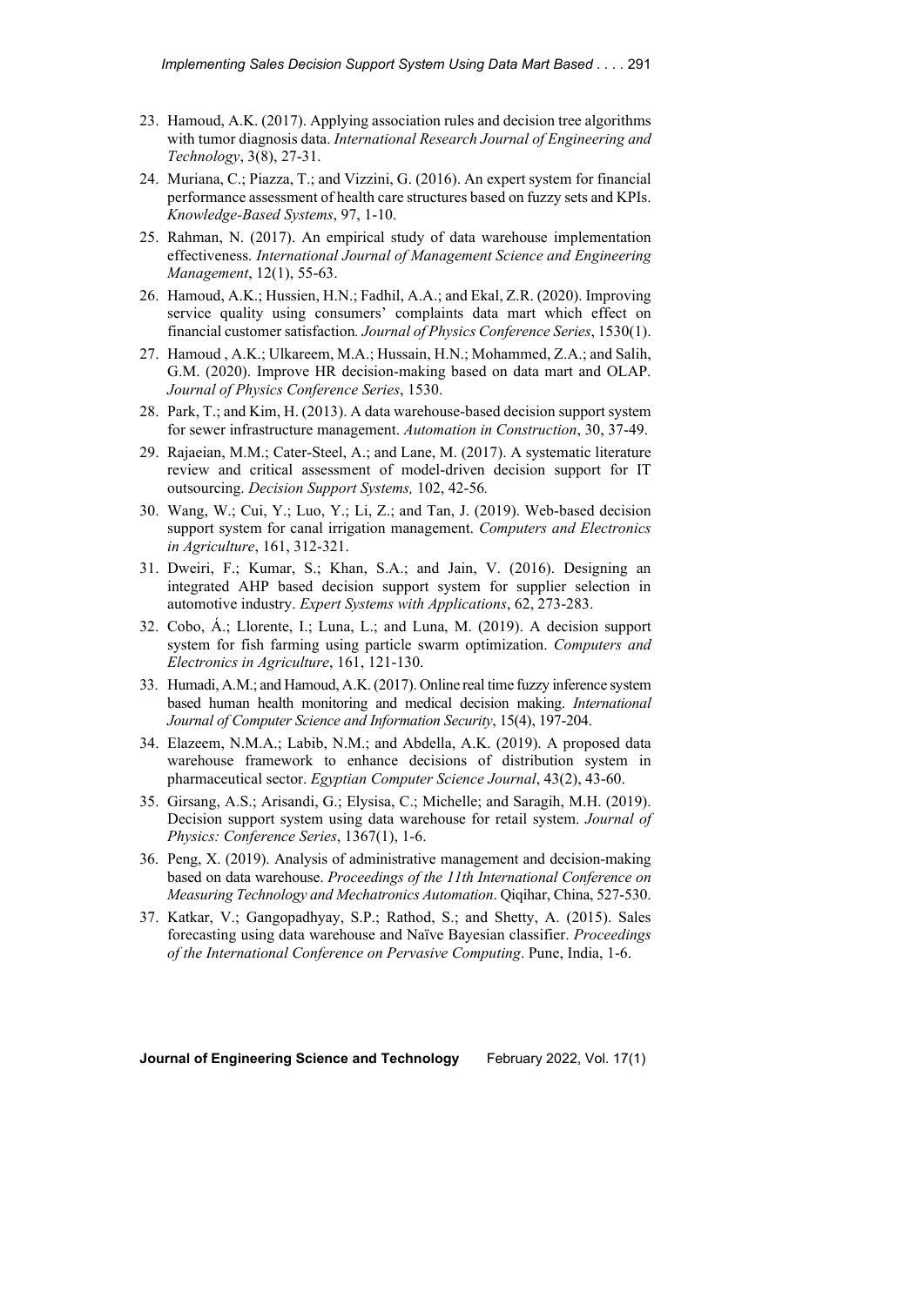23. Hamoud, A.K. (2017). Applying association rules and decision tree algorithms with tumor diagnosis data. *International Research Journal of Engineering and Technology*, 3(8), 27-31.
24. Muriana, C.; Piazza, T.; and Vizzini, G. (2016). An expert system for financial performance assessment of health care structures based on fuzzy sets and KPIs. *Knowledge-Based Systems*, 97, 1-10.
25. Rahman, N. (2017). An empirical study of data warehouse implementation effectiveness. *International Journal of Management Science and Engineering Management*, 12(1), 55-63.
26. Hamoud, A.K.; Hussien, H.N.; Fadhil, A.A.; and Ekal, Z.R. (2020). Improving service quality using consumers' complaints data mart which effect on financial customer satisfaction. *Journal of Physics Conference Series*, 1530(1).
27. Hamoud , A.K.; Ulkareem, M.A.; Hussain, H.N.; Mohammed, Z.A.; and Salih, G.M. (2020). Improve HR decision-making based on data mart and OLAP. *Journal of Physics Conference Series*, 1530.
28. Park, T.; and Kim, H. (2013). A data warehouse-based decision support system for sewer infrastructure management. *Automation in Construction*, 30, 37-49.
29. Rajaeian, M.M.; Cater-Steel, A.; and Lane, M. (2017). A systematic literature review and critical assessment of model-driven decision support for IT outsourcing. *Decision Support Systems,* 102, 42-56*.*
30. Wang, W.; Cui, Y.; Luo, Y.; Li, Z.; and Tan, J. (2019). Web-based decision support system for canal irrigation management. *Computers and Electronics in Agriculture*, 161, 312-321.
31. Dweiri, F.; Kumar, S.; Khan, S.A.; and Jain, V. (2016). Designing an integrated AHP based decision support system for supplier selection in automotive industry. *Expert Systems with Applications*, 62, 273-283.
32. Cobo, Á.; Llorente, I.; Luna, L.; and Luna, M. (2019). A decision support system for fish farming using particle swarm optimization. *Computers and Electronics in Agriculture*, 161, 121-130.
33. Humadi, A.M.; and Hamoud, A.K. (2017). Online real time fuzzy inference system based human health monitoring and medical decision making. *International Journal of Computer Science and Information Security*, 15(4), 197-204.
34. Elazeem, N.M.A.; Labib, N.M.; and Abdella, A.K. (2019). A proposed data warehouse framework to enhance decisions of distribution system in pharmaceutical sector. *Egyptian Computer Science Journal*, 43(2), 43-60.
35. Girsang, A.S.; Arisandi, G.; Elysisa, C.; Michelle; and Saragih, M.H. (2019). Decision support system using data warehouse for retail system. *Journal of Physics: Conference Series*, 1367(1), 1-6.
36. Peng, X. (2019). Analysis of administrative management and decision-making based on data warehouse. *Proceedings of the 11th International Conference on Measuring Technology and Mechatronics Automation*. Qiqihar, China, 527-530.
37. Katkar, V.; Gangopadhyay, S.P.; Rathod, S.; and Shetty, A. (2015). Sales forecasting using data warehouse and Naïve Bayesian classifier. *Proceedings of the International Conference on Pervasive Computing*. Pune, India, 1-6.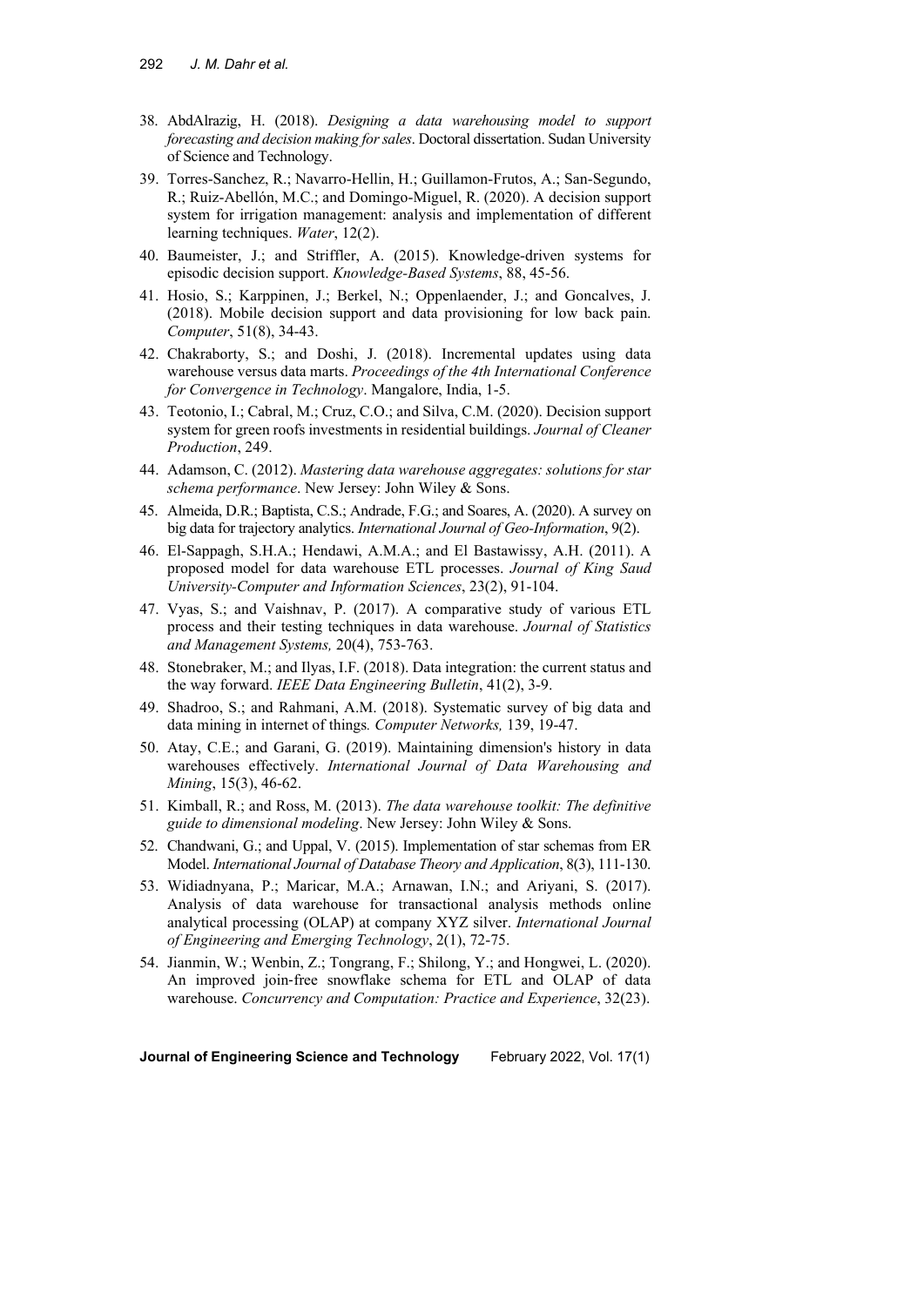38. AbdAlrazig, H. (2018). *Designing a data warehousing model to support forecasting and decision making for sales*. Doctoral dissertation. Sudan University of Science and Technology.
39. Torres-Sanchez, R.; Navarro-Hellin, H.; Guillamon-Frutos, A.; San-Segundo, R.; Ruiz-Abellón, M.C.; and Domingo-Miguel, R. (2020). A decision support system for irrigation management: analysis and implementation of different learning techniques. *Water*, 12(2).
40. Baumeister, J.; and Striffler, A. (2015). Knowledge-driven systems for episodic decision support. *Knowledge-Based Systems*, 88, 45-56.
41. Hosio, S.; Karppinen, J.; Berkel, N.; Oppenlaender, J.; and Goncalves, J. (2018). Mobile decision support and data provisioning for low back pain. *Computer*, 51(8), 34-43.
42. Chakraborty, S.; and Doshi, J. (2018). Incremental updates using data warehouse versus data marts. *Proceedings of the 4th International Conference for Convergence in Technology*. Mangalore, India, 1-5.
43. Teotonio, I.; Cabral, M.; Cruz, C.O.; and Silva, C.M. (2020). Decision support system for green roofs investments in residential buildings. *Journal of Cleaner Production*, 249.
44. Adamson, C. (2012). *Mastering data warehouse aggregates: solutions for star schema performance*. New Jersey: John Wiley & Sons.
45. Almeida, D.R.; Baptista, C.S.; Andrade, F.G.; and Soares, A. (2020). A survey on big data for trajectory analytics. *International Journal of Geo-Information*, 9(2).
46. El-Sappagh, S.H.A.; Hendawi, A.M.A.; and El Bastawissy, A.H. (2011). A proposed model for data warehouse ETL processes. *Journal of King Saud University-Computer and Information Sciences*, 23(2), 91-104.
47. Vyas, S.; and Vaishnav, P. (2017). A comparative study of various ETL process and their testing techniques in data warehouse. *Journal of Statistics and Management Systems,* 20(4), 753-763.
48. Stonebraker, M.; and Ilyas, I.F. (2018). Data integration: the current status and the way forward. *IEEE Data Engineering Bulletin*, 41(2), 3-9.
49. Shadroo, S.; and Rahmani, A.M. (2018). Systematic survey of big data and data mining in internet of things*. Computer Networks,* 139, 19-47.
50. Atay, C.E.; and Garani, G. (2019). Maintaining dimension's history in data warehouses effectively. *International Journal of Data Warehousing and Mining*, 15(3), 46-62.
51. Kimball, R.; and Ross, M. (2013). *The data warehouse toolkit: The definitive guide to dimensional modeling*. New Jersey: John Wiley & Sons.
52. Chandwani, G.; and Uppal, V. (2015). Implementation of star schemas from ER Model. *International Journal of Database Theory and Application*, 8(3), 111-130.
53. Widiadnyana, P.; Maricar, M.A.; Arnawan, I.N.; and Ariyani, S. (2017). Analysis of data warehouse for transactional analysis methods online analytical processing (OLAP) at company XYZ silver. *International Journal of Engineering and Emerging Technology*, 2(1), 72-75.
54. Jianmin, W.; Wenbin, Z.; Tongrang, F.; Shilong, Y.; and Hongwei, L. (2020). An improved join-free snowflake schema for ETL and OLAP of data warehouse. *Concurrency and Computation: Practice and Experience*, 32(23).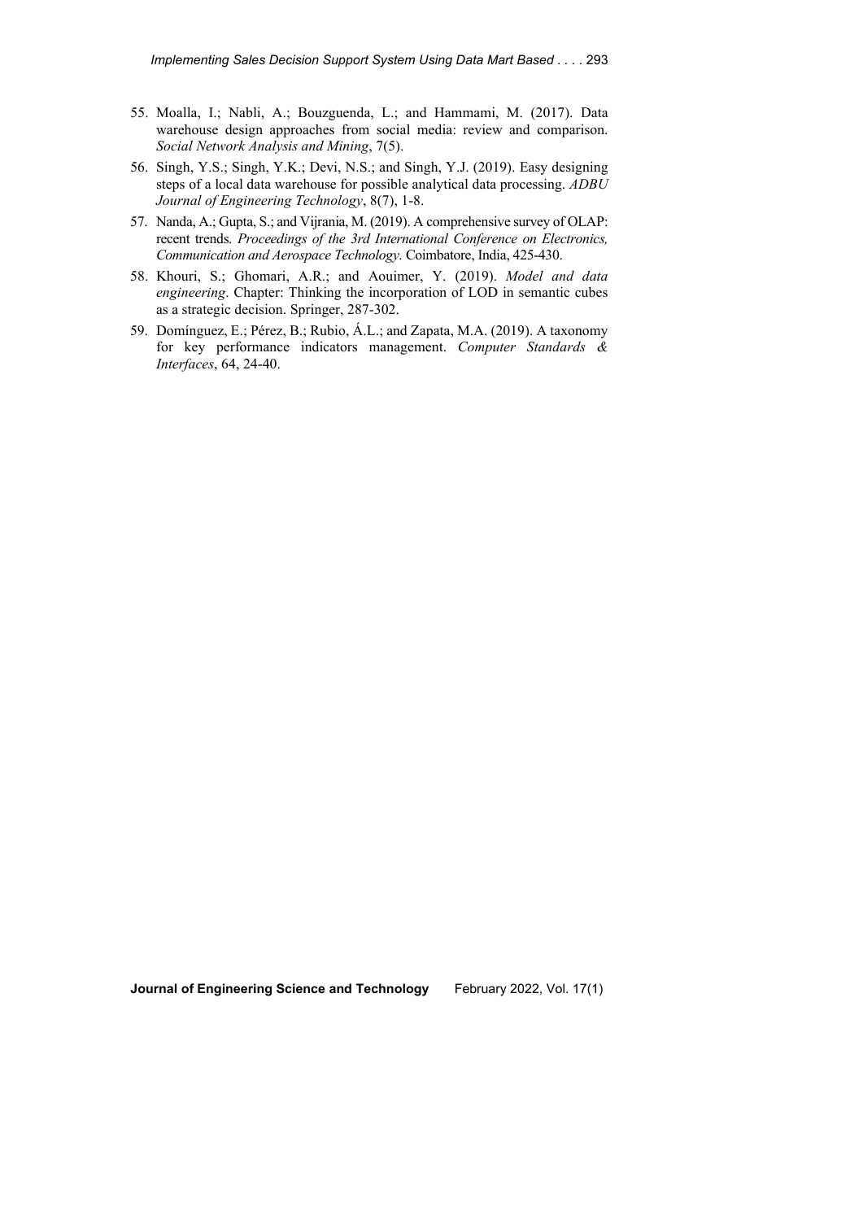55. Moalla, I.; Nabli, A.; Bouzguenda, L.; and Hammami, M. (2017). Data warehouse design approaches from social media: review and comparison. *Social Network Analysis and Mining*, 7(5).
56. Singh, Y.S.; Singh, Y.K.; Devi, N.S.; and Singh, Y.J. (2019). Easy designing steps of a local data warehouse for possible analytical data processing. *ADBU Journal of Engineering Technology*, 8(7), 1-8.
57. Nanda, A.; Gupta, S.; and Vijrania, M. (2019). A comprehensive survey of OLAP: recent trends. *Proceedings of the 3rd International Conference on Electronics, Communication and Aerospace Technology*. Coimbatore, India, 425-430.
58. Khouri, S.; Ghomari, A.R.; and Aouimer, Y. (2019). *Model and data engineering*. Chapter: Thinking the incorporation of LOD in semantic cubes as a strategic decision. Springer, 287-302.
59. Domínguez, E.; Pérez, B.; Rubio, Á.L.; and Zapata, M.A. (2019). A taxonomy for key performance indicators management. *Computer Standards & Interfaces*, 64, 24-40.